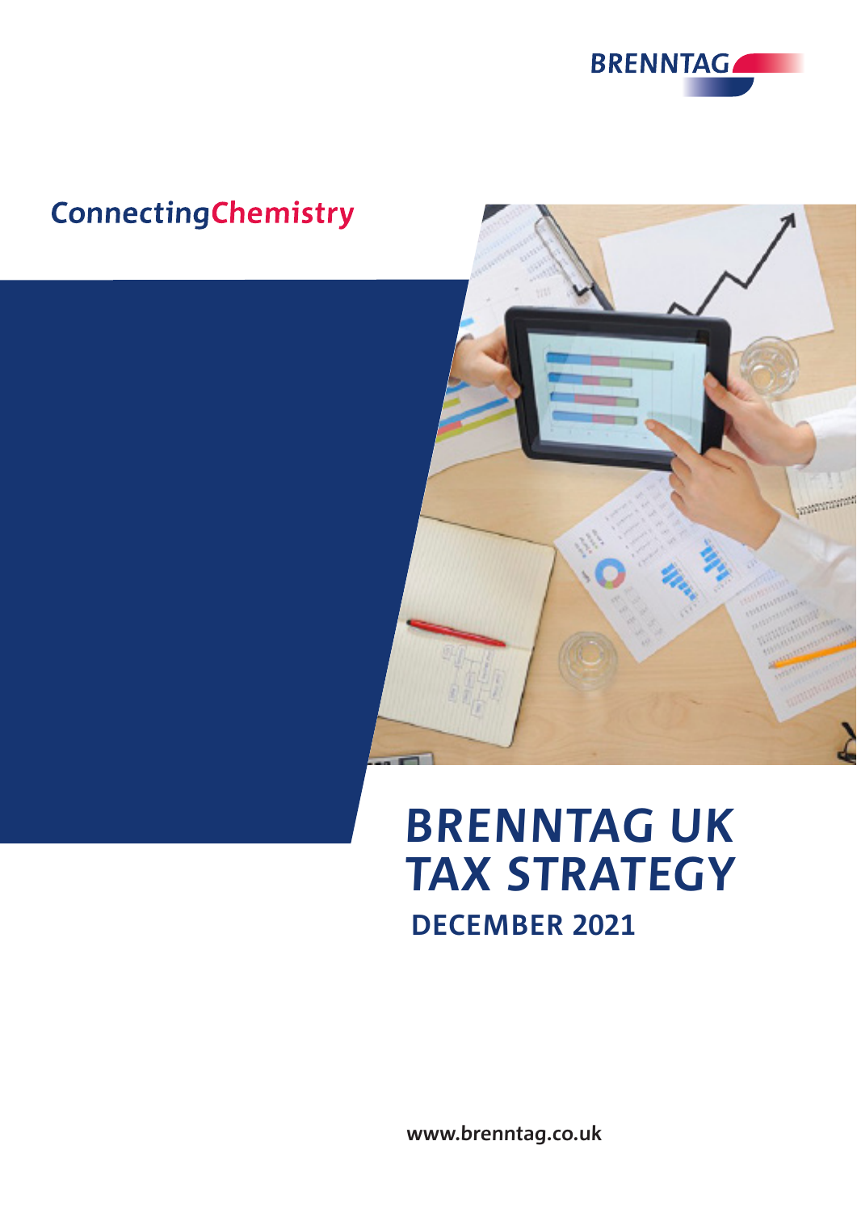BRENNTAG

ConnectingChemistry

# BRENNTAG UK TAX STRATEGY

## DECEMBER 2021

www.brenntag.co.uk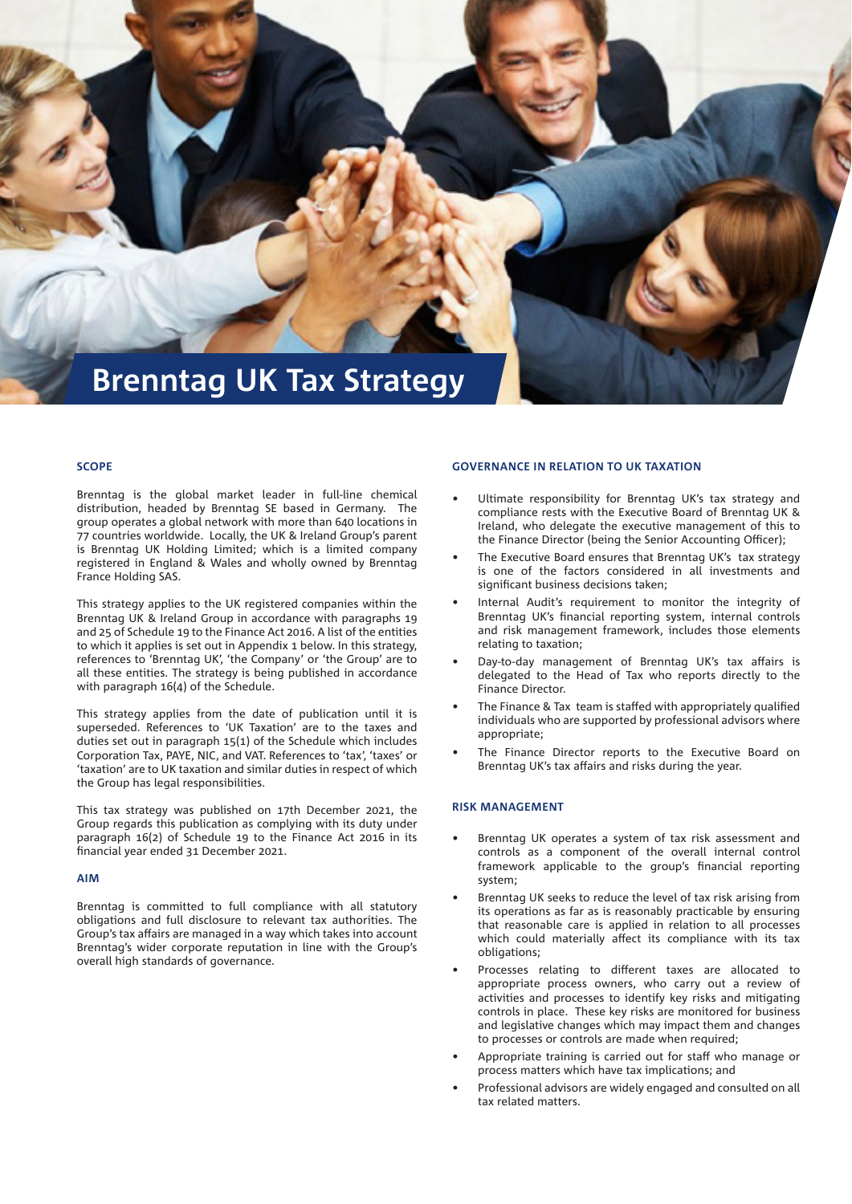# Brenntag UK Tax Strategy

## SCOPE

Brenntag is the global market leader in full-line chemical distribution, headed by Brenntag SE based in Germany. The group operates a global network with more than 640 locations in 77 countries worldwide. Locally, the UK & Ireland Group's parent is Brenntag UK Holding Limited; which is a limited company registered in England & Wales and wholly owned by Brenntag France Holding SAS.

This strategy applies to the UK registered companies within the Brenntag UK & Ireland Group in accordance with paragraphs 19 and 25 of Schedule 19 to the Finance Act 2016. A list of the entities to which it applies is set out in Appendix 1 below. In this strategy, references to 'Brenntag UK', 'the Company' or 'the Group' are to all these entities. The strategy is being published in accordance with paragraph 16(4) of the Schedule.

This strategy applies from the date of publication until it is superseded. References to 'UK Taxation' are to the taxes and duties set out in paragraph 15(1) of the Schedule which includes Corporation Tax, PAYE, NIC, and VAT. References to 'tax', 'taxes' or 'taxation' are to UK taxation and similar duties in respect of which the Group has legal responsibilities.

This tax strategy was published on 17th December 2021, the Group regards this publication as complying with its duty under paragraph 16(2) of Schedule 19 to the Finance Act 2016 in its financial year ended 31 December 2021.

## AIM

Brenntag is committed to full compliance with all statutory obligations and full disclosure to relevant tax authorities. The Group's tax affairs are managed in a way which takes into account Brenntag's wider corporate reputation in line with the Group's overall high standards of governance.

## GOVERNANCE IN RELATION TO UK TAXATION

- Ultimate responsibility for Brenntag UK's tax strategy and compliance rests with the Executive Board of Brenntag UK & Ireland, who delegate the executive management of this to the Finance Director (being the Senior Accounting Officer);
- The Executive Board ensures that Brenntag UK's tax strategy is one of the factors considered in all investments and significant business decisions taken;
- Internal Audit's requirement to monitor the integrity of Brenntag UK's financial reporting system, internal controls and risk management framework, includes those elements relating to taxation;
- Day-to-day management of Brenntag UK's tax affairs is delegated to the Head of Tax who reports directly to the Finance Director.
- The Finance & Tax team is staffed with appropriately qualified individuals who are supported by professional advisors where appropriate;
- The Finance Director reports to the Executive Board on Brenntag UK's tax affairs and risks during the year.

## RISK MANAGEMENT

- Brenntag UK operates a system of tax risk assessment and controls as a component of the overall internal control framework applicable to the group's financial reporting system;
- Brenntag UK seeks to reduce the level of tax risk arising from its operations as far as is reasonably practicable by ensuring that reasonable care is applied in relation to all processes which could materially affect its compliance with its tax obligations;
- Processes relating to different taxes are allocated to appropriate process owners, who carry out a review of activities and processes to identify key risks and mitigating controls in place. These key risks are monitored for business and legislative changes which may impact them and changes to processes or controls are made when required;
- Appropriate training is carried out for staff who manage or process matters which have tax implications; and
- Professional advisors are widely engaged and consulted on all tax related matters.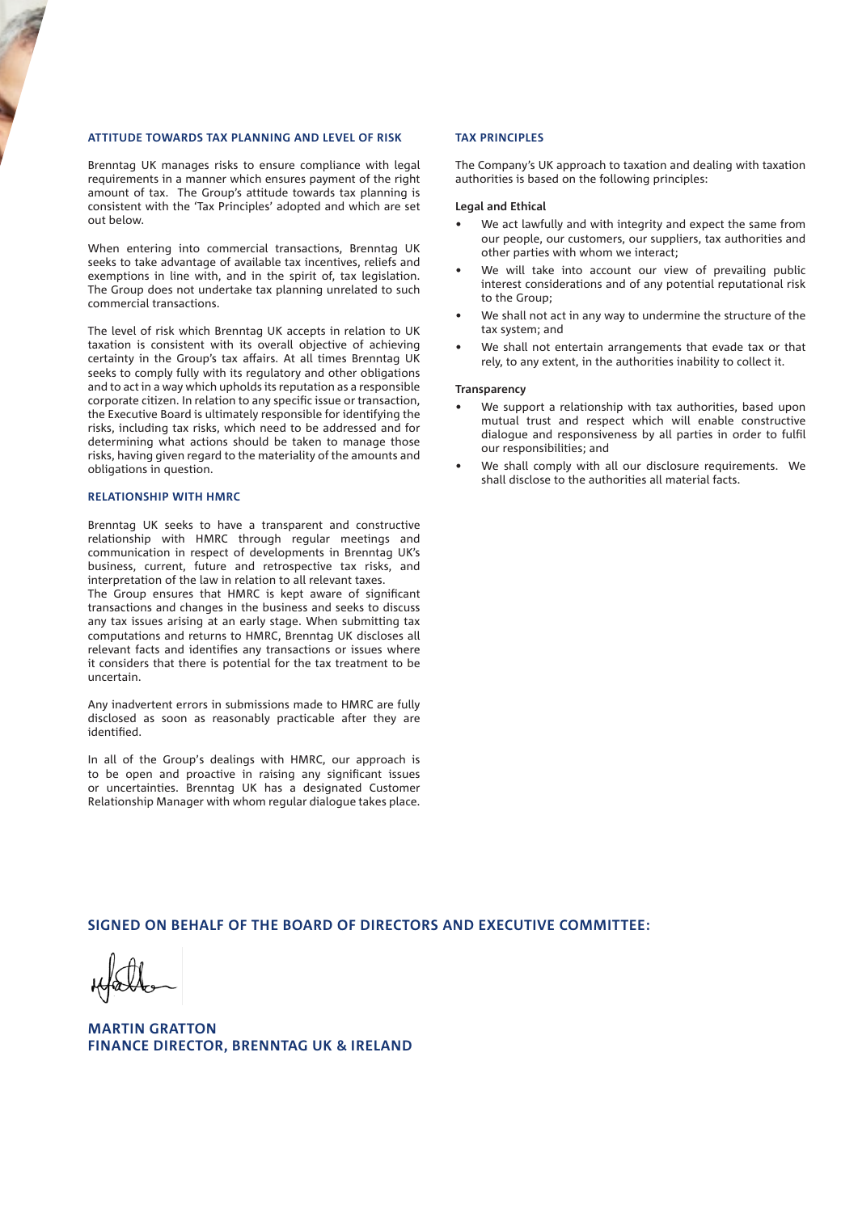## ATTITUDE TOWARDS TAX PLANNING AND LEVEL OF RISK

Brenntag UK manages risks to ensure compliance with legal requirements in a manner which ensures payment of the right amount of tax. The Group's attitude towards tax planning is consistent with the 'Tax Principles' adopted and which are set out below.

When entering into commercial transactions, Brenntag UK seeks to take advantage of available tax incentives, reliefs and exemptions in line with, and in the spirit of, tax legislation. The Group does not undertake tax planning unrelated to such commercial transactions.

The level of risk which Brenntag UK accepts in relation to UK taxation is consistent with its overall objective of achieving certainty in the Group's tax affairs. At all times Brenntag UK seeks to comply fully with its regulatory and other obligations and to act in a way which upholds its reputation as a responsible corporate citizen. In relation to any specific issue or transaction, the Executive Board is ultimately responsible for identifying the risks, including tax risks, which need to be addressed and for determining what actions should be taken to manage those risks, having given regard to the materiality of the amounts and obligations in question.

## RELATIONSHIP WITH HMRC

Brenntag UK seeks to have a transparent and constructive relationship with HMRC through regular meetings and communication in respect of developments in Brenntag UK's business, current, future and retrospective tax risks, and interpretation of the law in relation to all relevant taxes.
The Group ensures that HMRC is kept aware of significant transactions and changes in the business and seeks to discuss any tax issues arising at an early stage. When submitting tax computations and returns to HMRC, Brenntag UK discloses all relevant facts and identifies any transactions or issues where it considers that there is potential for the tax treatment to be uncertain.

Any inadvertent errors in submissions made to HMRC are fully disclosed as soon as reasonably practicable after they are identified.

In all of the Group's dealings with HMRC, our approach is to be open and proactive in raising any significant issues or uncertainties. Brenntag UK has a designated Customer Relationship Manager with whom regular dialogue takes place.

## TAX PRINCIPLES

The Company's UK approach to taxation and dealing with taxation authorities is based on the following principles:

### Legal and Ethical

- We act lawfully and with integrity and expect the same from our people, our customers, our suppliers, tax authorities and other parties with whom we interact;
- We will take into account our view of prevailing public interest considerations and of any potential reputational risk to the Group;
- We shall not act in any way to undermine the structure of the tax system; and
- We shall not entertain arrangements that evade tax or that rely, to any extent, in the authorities inability to collect it.

### Transparency

- We support a relationship with tax authorities, based upon mutual trust and respect which will enable constructive dialogue and responsiveness by all parties in order to fulfil our responsibilities; and
- We shall comply with all our disclosure requirements. We shall disclose to the authorities all material facts.

## SIGNED ON BEHALF OF THE BOARD OF DIRECTORS AND EXECUTIVE COMMITTEE:

**MARTIN GRATTON**
**FINANCE DIRECTOR, BRENNTAG UK & IRELAND**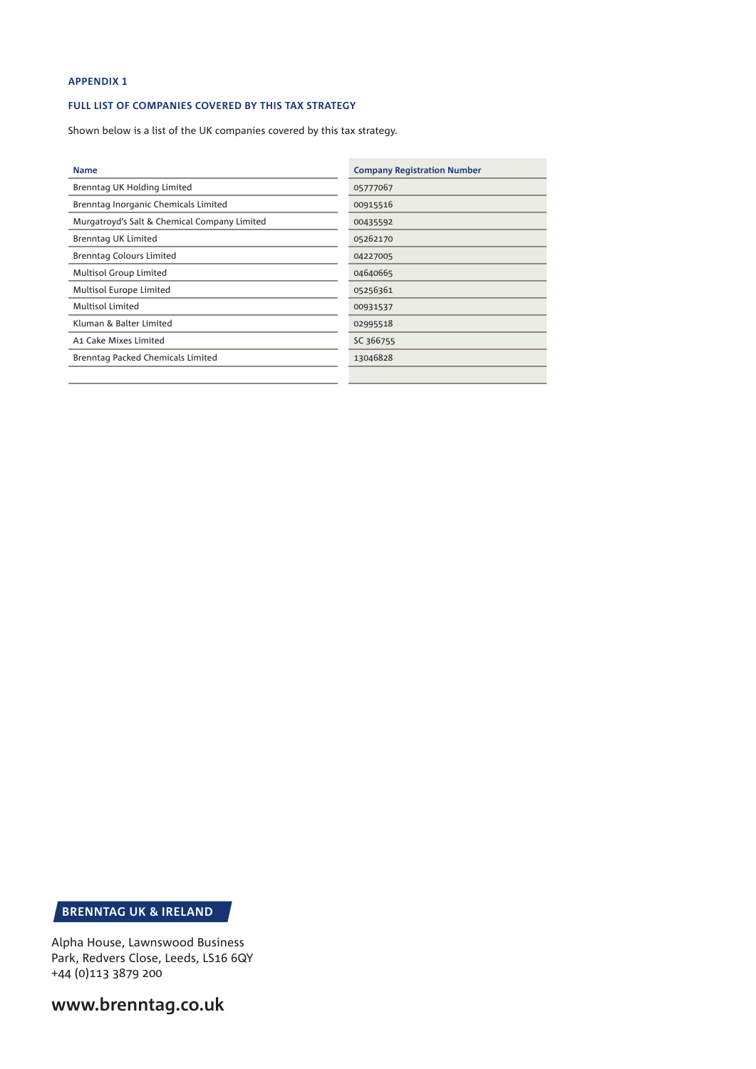## APPENDIX 1

### FULL LIST OF COMPANIES COVERED BY THIS TAX STRATEGY

Shown below is a list of the UK companies covered by this tax strategy.

| Name | Company Registration Number |
| --- | --- |
| Brenntag UK Holding Limited | 05777067 |
| Brenntag Inorganic Chemicals Limited | 00915516 |
| Murgatroyd's Salt & Chemical Company Limited | 00435592 |
| Brenntag UK Limited | 05262170 |
| Brenntag Colours Limited | 04227005 |
| Multisol Group Limited | 04640665 |
| Multisol Europe Limited | 05256361 |
| Multisol Limited | 00931537 |
| Kluman & Balter Limited | 02995518 |
| A1 Cake Mixes Limited | SC 366755 |
| Brenntag Packed Chemicals Limited | 13046828 |

**BRENNTAG UK & IRELAND**

Alpha House, Lawnswood Business Park, Redvers Close, Leeds, LS16 6QY
+44 (0)113 3879 200

**www.brenntag.co.uk**